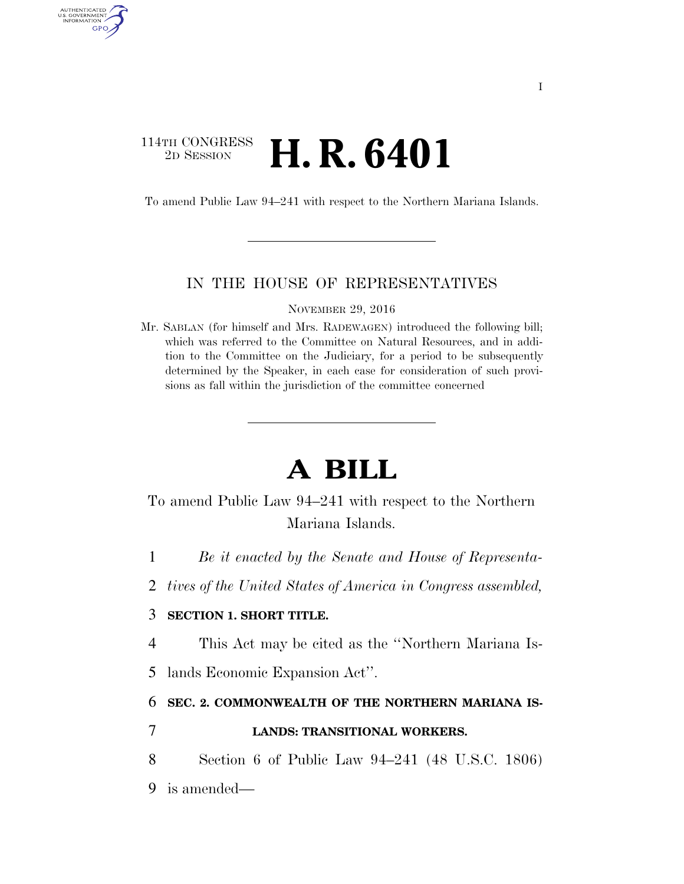114TH CONGRESS
2D SESSION

# H. R. 6401

To amend Public Law 94–241 with respect to the Northern Mariana Islands.

IN THE HOUSE OF REPRESENTATIVES

NOVEMBER 29, 2016

Mr. SABLAN (for himself and Mrs. RADEWAGEN) introduced the following bill; which was referred to the Committee on Natural Resources, and in addition to the Committee on the Judiciary, for a period to be subsequently determined by the Speaker, in each case for consideration of such provisions as fall within the jurisdiction of the committee concerned

# A BILL

To amend Public Law 94–241 with respect to the Northern Mariana Islands.

*Be it enacted by the Senate and House of Representatives of the United States of America in Congress assembled,*

**SECTION 1. SHORT TITLE.**

This Act may be cited as the ''Northern Mariana Islands Economic Expansion Act''.

**SEC. 2. COMMONWEALTH OF THE NORTHERN MARIANA ISLANDS: TRANSITIONAL WORKERS.**

Section 6 of Public Law 94–241 (48 U.S.C. 1806) is amended—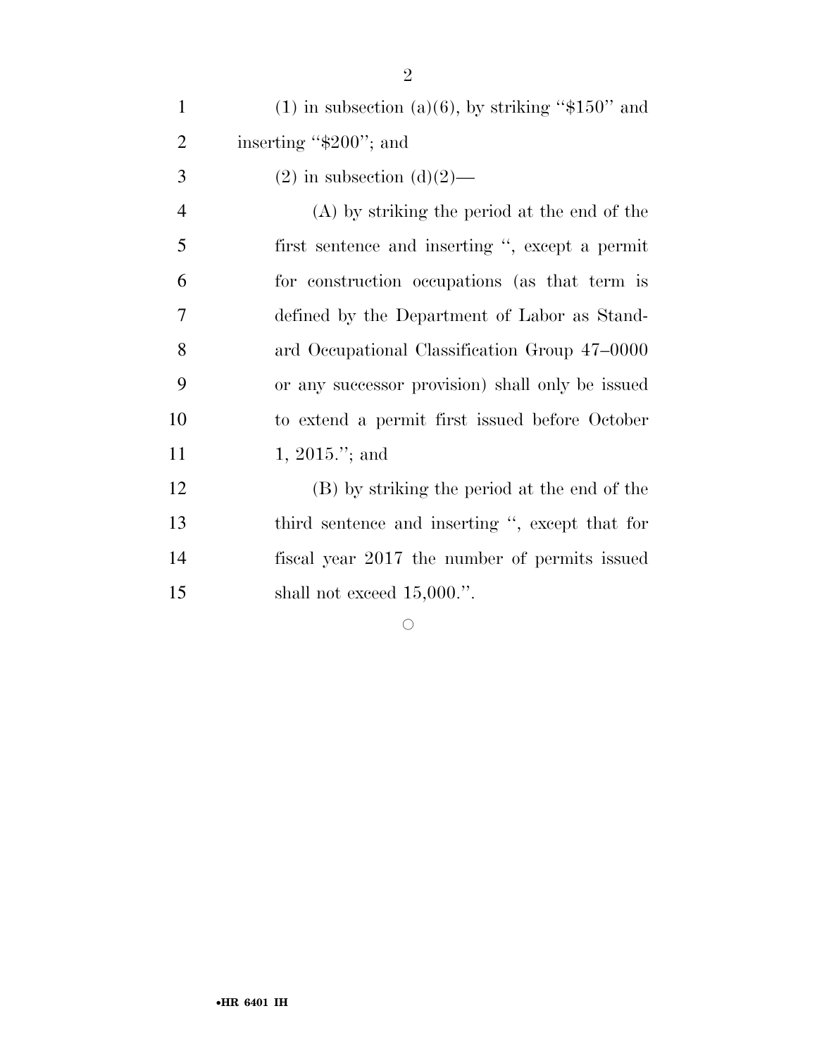(1) in subsection (a)(6), by striking "$150" and inserting "$200"; and

(2) in subsection (d)(2)—

(A) by striking the period at the end of the first sentence and inserting ", except a permit for construction occupations (as that term is defined by the Department of Labor as Standard Occupational Classification Group 47–0000 or any successor provision) shall only be issued to extend a permit first issued before October 1, 2015."; and

(B) by striking the period at the end of the third sentence and inserting ", except that for fiscal year 2017 the number of permits issued shall not exceed 15,000.".

○